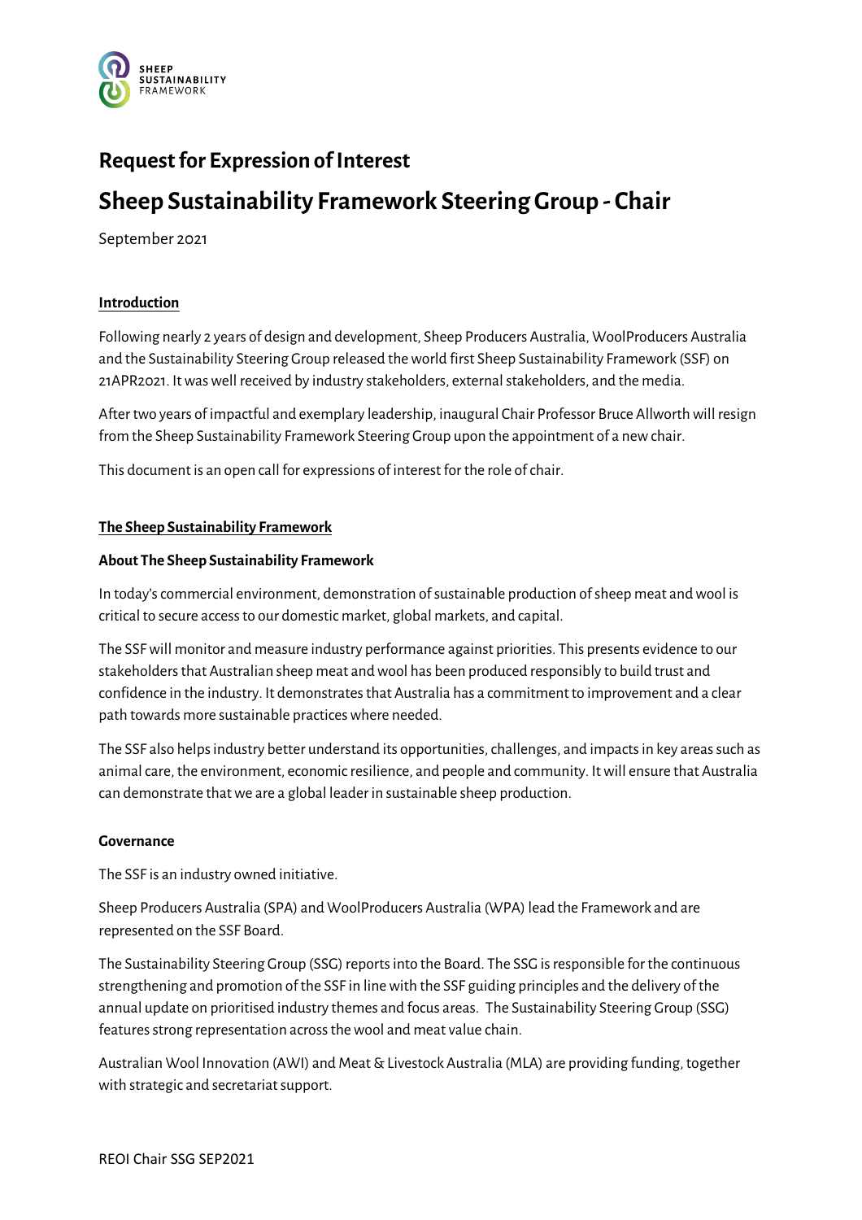# Request for Expression of Interest

# Sheep Sustainability Framework Steering Group - Chair

September 2021

## Introduction

Following nearly 2 years of design and development, Sheep Producers Australia, WoolProducers Australia and the Sustainability Steering Group released the world first Sheep Sustainability Framework (SSF) on 21APR2021. It was well received by industry stakeholders, external stakeholders, and the media.

After two years of impactful and exemplary leadership, inaugural Chair Professor Bruce Allworth will resign from the Sheep Sustainability Framework Steering Group upon the appointment of a new chair.

This document is an open call for expressions of interest for the role of chair.

## The Sheep Sustainability Framework

### About The Sheep Sustainability Framework

In today's commercial environment, demonstration of sustainable production of sheep meat and wool is critical to secure access to our domestic market, global markets, and capital.

The SSF will monitor and measure industry performance against priorities. This presents evidence to our stakeholders that Australian sheep meat and wool has been produced responsibly to build trust and confidence in the industry. It demonstrates that Australia has a commitment to improvement and a clear path towards more sustainable practices where needed.

The SSF also helps industry better understand its opportunities, challenges, and impacts in key areas such as animal care, the environment, economic resilience, and people and community. It will ensure that Australia can demonstrate that we are a global leader in sustainable sheep production.

### Governance

The SSF is an industry owned initiative.

Sheep Producers Australia (SPA) and WoolProducers Australia (WPA) lead the Framework and are represented on the SSF Board.

The Sustainability Steering Group (SSG) reports into the Board. The SSG is responsible for the continuous strengthening and promotion of the SSF in line with the SSF guiding principles and the delivery of the annual update on prioritised industry themes and focus areas. The Sustainability Steering Group (SSG) features strong representation across the wool and meat value chain.

Australian Wool Innovation (AWI) and Meat & Livestock Australia (MLA) are providing funding, together with strategic and secretariat support.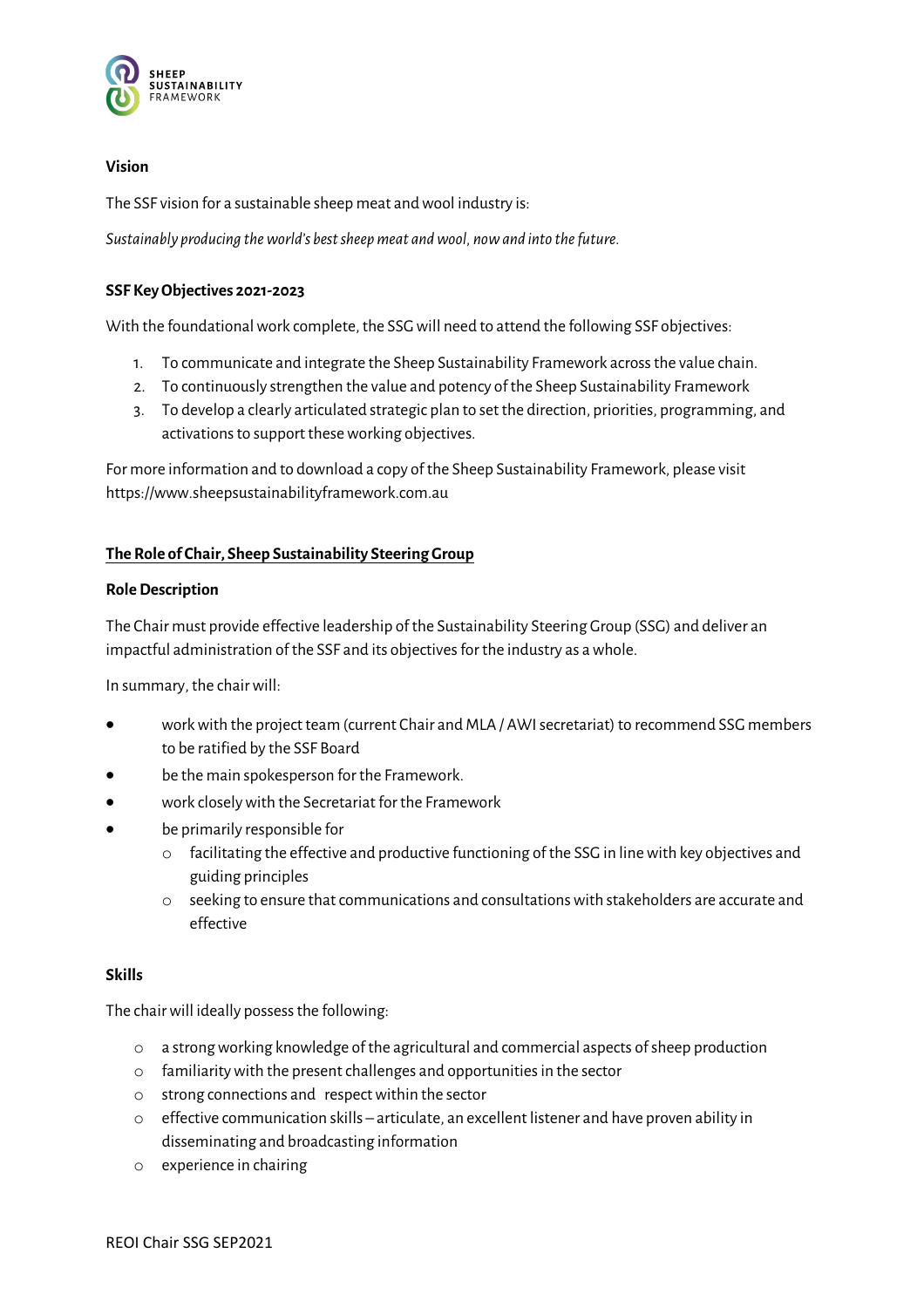**Vision**

The SSF vision for a sustainable sheep meat and wool industry is:

*Sustainably producing the world's best sheep meat and wool, now and into the future.*

**SSF Key Objectives 2021-2023**

With the foundational work complete, the SSG will need to attend the following SSF objectives:

1. To communicate and integrate the Sheep Sustainability Framework across the value chain.
2. To continuously strengthen the value and potency of the Sheep Sustainability Framework
3. To develop a clearly articulated strategic plan to set the direction, priorities, programming, and activations to support these working objectives.

For more information and to download a copy of the Sheep Sustainability Framework, please visit https://www.sheepsustainabilityframework.com.au

## The Role of Chair, Sheep Sustainability Steering Group

**Role Description**

The Chair must provide effective leadership of the Sustainability Steering Group (SSG) and deliver an impactful administration of the SSF and its objectives for the industry as a whole.

In summary, the chair will:

- work with the project team (current Chair and MLA / AWI secretariat) to recommend SSG members to be ratified by the SSF Board
- be the main spokesperson for the Framework.
- work closely with the Secretariat for the Framework
- be primarily responsible for
  - facilitating the effective and productive functioning of the SSG in line with key objectives and guiding principles
  - seeking to ensure that communications and consultations with stakeholders are accurate and effective

**Skills**

The chair will ideally possess the following:

- a strong working knowledge of the agricultural and commercial aspects of sheep production
- familiarity with the present challenges and opportunities in the sector
- strong connections and respect within the sector
- effective communication skills – articulate, an excellent listener and have proven ability in disseminating and broadcasting information
- experience in chairing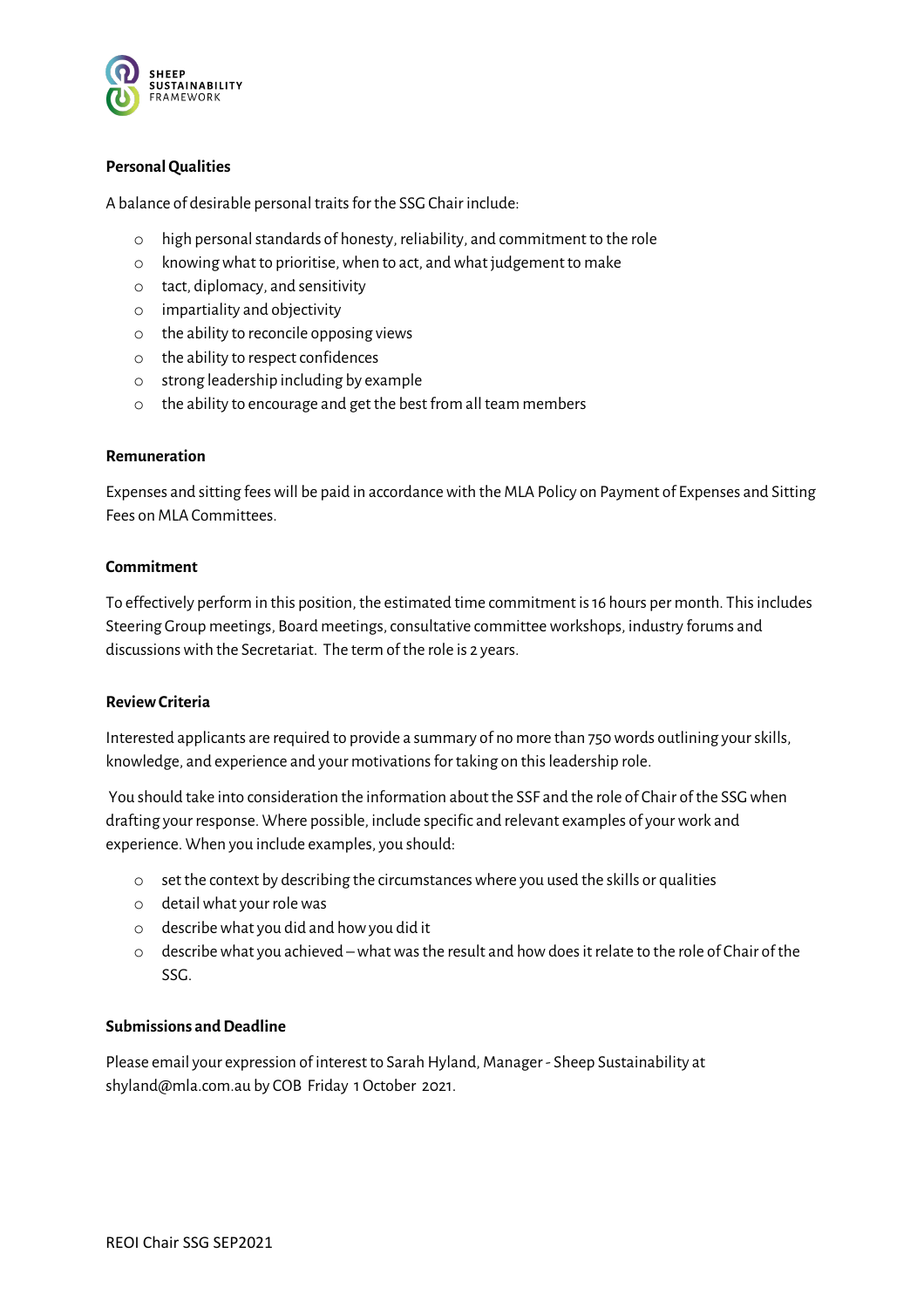**Personal Qualities**

A balance of desirable personal traits for the SSG Chair include:

- high personal standards of honesty, reliability, and commitment to the role
- knowing what to prioritise, when to act, and what judgement to make
- tact, diplomacy, and sensitivity
- impartiality and objectivity
- the ability to reconcile opposing views
- the ability to respect confidences
- strong leadership including by example
- the ability to encourage and get the best from all team members

**Remuneration**

Expenses and sitting fees will be paid in accordance with the MLA Policy on Payment of Expenses and Sitting Fees on MLA Committees.

**Commitment**

To effectively perform in this position, the estimated time commitment is 16 hours per month. This includes Steering Group meetings, Board meetings, consultative committee workshops, industry forums and discussions with the Secretariat. The term of the role is 2 years.

**Review Criteria**

Interested applicants are required to provide a summary of no more than 750 words outlining your skills, knowledge, and experience and your motivations for taking on this leadership role.

You should take into consideration the information about the SSF and the role of Chair of the SSG when drafting your response. Where possible, include specific and relevant examples of your work and experience. When you include examples, you should:

- set the context by describing the circumstances where you used the skills or qualities
- detail what your role was
- describe what you did and how you did it
- describe what you achieved – what was the result and how does it relate to the role of Chair of the SSG.

**Submissions and Deadline**

Please email your expression of interest to Sarah Hyland, Manager - Sheep Sustainability at shyland@mla.com.au by COB Friday 1 October 2021.